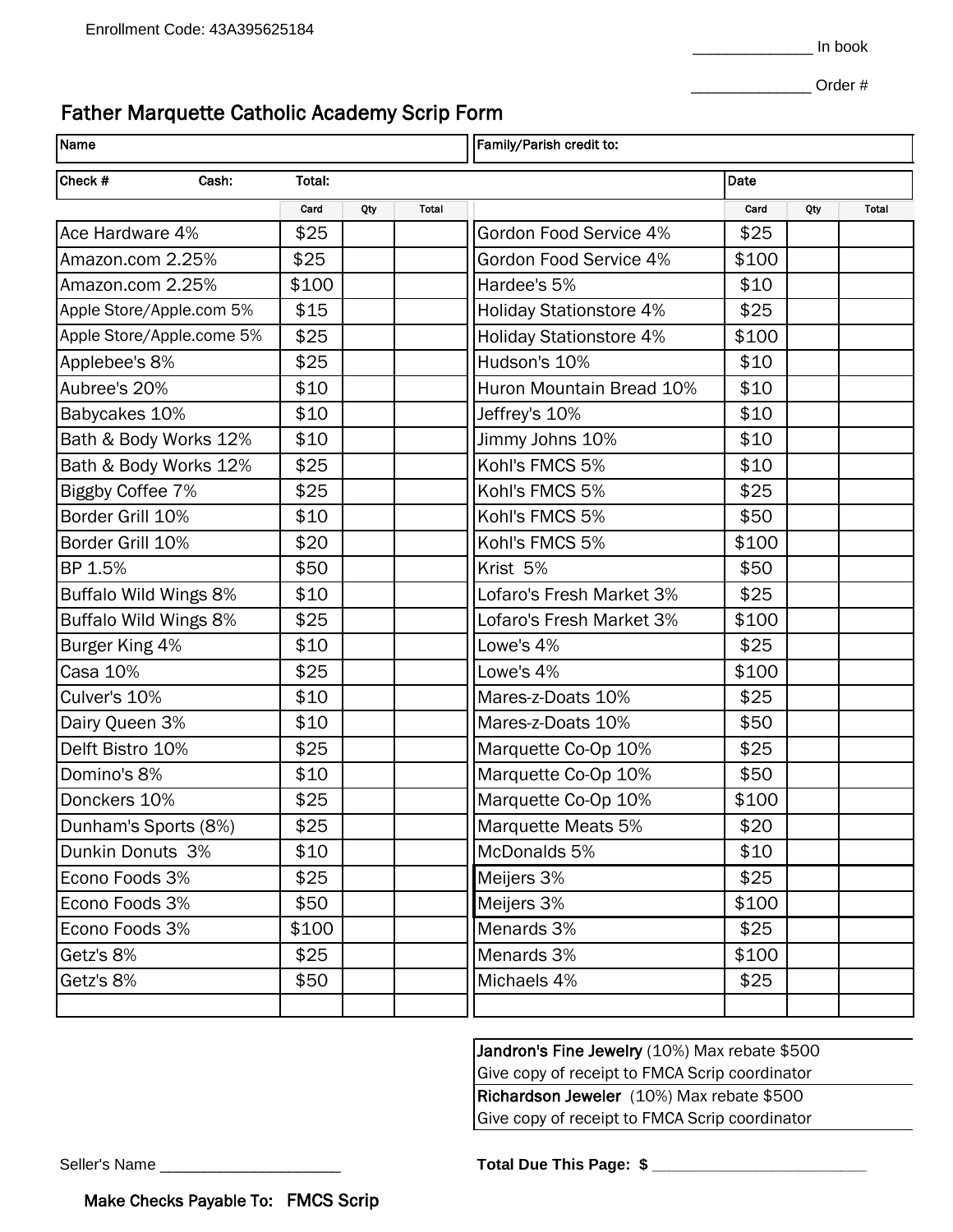Enrollment Code: 43A395625184

______________ In book

______________ Order #

# Father Marquette Catholic Academy Scrip Form

| Name | Family/Parish credit to: |
|---|---|

| Check # | Cash: | Total: | Date |
|---|---|---|---|

| | Card | Qty | Total | | Card | Qty | Total |
|---|---|---|---|---|---|---|---|
| Ace Hardware 4% | $25 | | | Gordon Food Service 4% | $25 | | |
| Amazon.com 2.25% | $25 | | | Gordon Food Service 4% | $100 | | |
| Amazon.com 2.25% | $100 | | | Hardee's 5% | $10 | | |
| Apple Store/Apple.com 5% | $15 | | | Holiday Stationstore 4% | $25 | | |
| Apple Store/Apple.come 5% | $25 | | | Holiday Stationstore 4% | $100 | | |
| Applebee's 8% | $25 | | | Hudson's 10% | $10 | | |
| Aubree's 20% | $10 | | | Huron Mountain Bread 10% | $10 | | |
| Babycakes 10% | $10 | | | Jeffrey's 10% | $10 | | |
| Bath & Body Works 12% | $10 | | | Jimmy Johns 10% | $10 | | |
| Bath & Body Works 12% | $25 | | | Kohl's FMCS 5% | $10 | | |
| Biggby Coffee 7% | $25 | | | Kohl's FMCS 5% | $25 | | |
| Border Grill 10% | $10 | | | Kohl's FMCS 5% | $50 | | |
| Border Grill 10% | $20 | | | Kohl's FMCS 5% | $100 | | |
| BP 1.5% | $50 | | | Krist 5% | $50 | | |
| Buffalo Wild Wings 8% | $10 | | | Lofaro's Fresh Market 3% | $25 | | |
| Buffalo Wild Wings 8% | $25 | | | Lofaro's Fresh Market 3% | $100 | | |
| Burger King 4% | $10 | | | Lowe's 4% | $25 | | |
| Casa 10% | $25 | | | Lowe's 4% | $100 | | |
| Culver's 10% | $10 | | | Mares-z-Doats 10% | $25 | | |
| Dairy Queen 3% | $10 | | | Mares-z-Doats 10% | $50 | | |
| Delft Bistro 10% | $25 | | | Marquette Co-Op 10% | $25 | | |
| Domino's 8% | $10 | | | Marquette Co-Op 10% | $50 | | |
| Donckers 10% | $25 | | | Marquette Co-Op 10% | $100 | | |
| Dunham's Sports (8%) | $25 | | | Marquette Meats 5% | $20 | | |
| Dunkin Donuts 3% | $10 | | | McDonalds 5% | $10 | | |
| Econo Foods 3% | $25 | | | Meijers 3% | $25 | | |
| Econo Foods 3% | $50 | | | Meijers 3% | $100 | | |
| Econo Foods 3% | $100 | | | Menards 3% | $25 | | |
| Getz's 8% | $25 | | | Menards 3% | $100 | | |
| Getz's 8% | $50 | | | Michaels 4% | $25 | | |
| | | | | | | | |

**Jandron's Fine Jewelry** (10%) Max rebate $500
Give copy of receipt to FMCA Scrip coordinator

**Richardson Jeweler** (10%) Max rebate $500
Give copy of receipt to FMCA Scrip coordinator

Seller's Name ______________________

**Total Due This Page: $** ___________________________

**Make Checks Payable To: FMCS Scrip**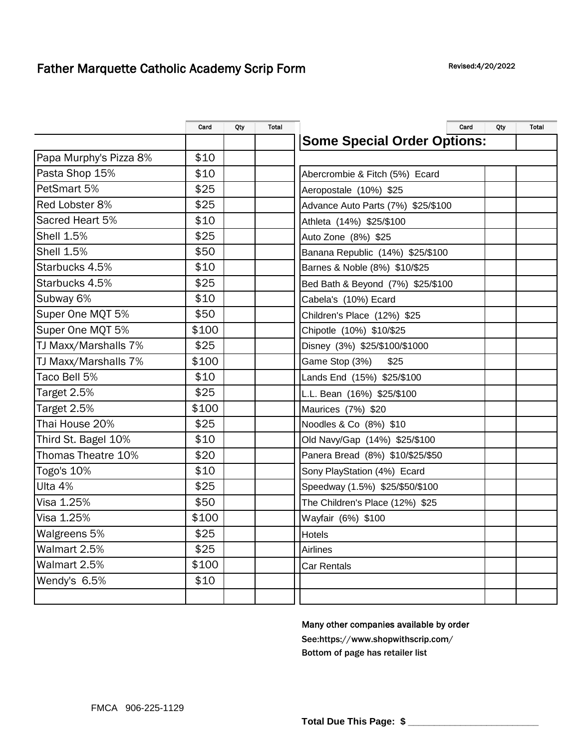# Father Marquette Catholic Academy Scrip Form

Revised:4/20/2022

| | Card | Qty | Total |
|---|---|---|---|
| | | | |
| Papa Murphy's Pizza 8% | $10 | | |
| Pasta Shop 15% | $10 | | |
| PetSmart 5% | $25 | | |
| Red Lobster 8% | $25 | | |
| Sacred Heart 5% | $10 | | |
| Shell 1.5% | $25 | | |
| Shell 1.5% | $50 | | |
| Starbucks 4.5% | $10 | | |
| Starbucks 4.5% | $25 | | |
| Subway 6% | $10 | | |
| Super One MQT 5% | $50 | | |
| Super One MQT 5% | $100 | | |
| TJ Maxx/Marshalls 7% | $25 | | |
| TJ Maxx/Marshalls 7% | $100 | | |
| Taco Bell 5% | $10 | | |
| Target 2.5% | $25 | | |
| Target 2.5% | $100 | | |
| Thai House 20% | $25 | | |
| Third St. Bagel 10% | $10 | | |
| Thomas Theatre 10% | $20 | | |
| Togo's 10% | $10 | | |
| Ulta 4% | $25 | | |
| Visa 1.25% | $50 | | |
| Visa 1.25% | $100 | | |
| Walgreens 5% | $25 | | |
| Walmart 2.5% | $25 | | |
| Walmart 2.5% | $100 | | |
| Wendy's 6.5% | $10 | | |
| | | | |

| Some Special Order Options: | Qty | Total |
|---|---|---|
| Abercrombie & Fitch (5%) Ecard | | |
| Aeropostale (10%) $25 | | |
| Advance Auto Parts (7%) $25/$100 | | |
| Athleta (14%) $25/$100 | | |
| Auto Zone (8%) $25 | | |
| Banana Republic (14%) $25/$100 | | |
| Barnes & Noble (8%) $10/$25 | | |
| Bed Bath & Beyond (7%) $25/$100 | | |
| Cabela's (10%) Ecard | | |
| Children's Place (12%) $25 | | |
| Chipotle (10%) $10/$25 | | |
| Disney (3%) $25/$100/$1000 | | |
| Game Stop (3%) $25 | | |
| Lands End (15%) $25/$100 | | |
| L.L. Bean (16%) $25/$100 | | |
| Maurices (7%) $20 | | |
| Noodles & Co (8%) $10 | | |
| Old Navy/Gap (14%) $25/$100 | | |
| Panera Bread (8%) $10/$25/$50 | | |
| Sony PlayStation (4%) Ecard | | |
| Speedway (1.5%) $25/$50/$100 | | |
| The Children's Place (12%) $25 | | |
| Wayfair (6%) $100 | | |
| Hotels | | |
| Airlines | | |
| Car Rentals | | |
| | | |
| | | |

Many other companies available by order
See:https://www.shopwithscrip.com/
Bottom of page has retailer list

FMCA 906-225-1129

**Total Due This Page: $** ___________________________